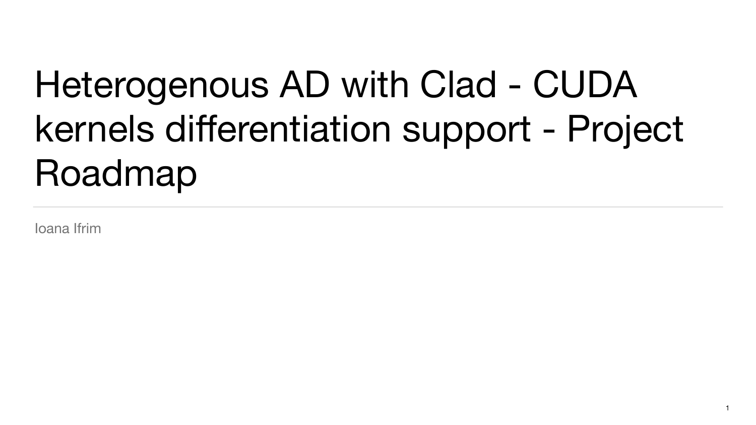# Heterogenous AD with Clad - CUDA kernels differentiation support - Project Roadmap

Ioana Ifrim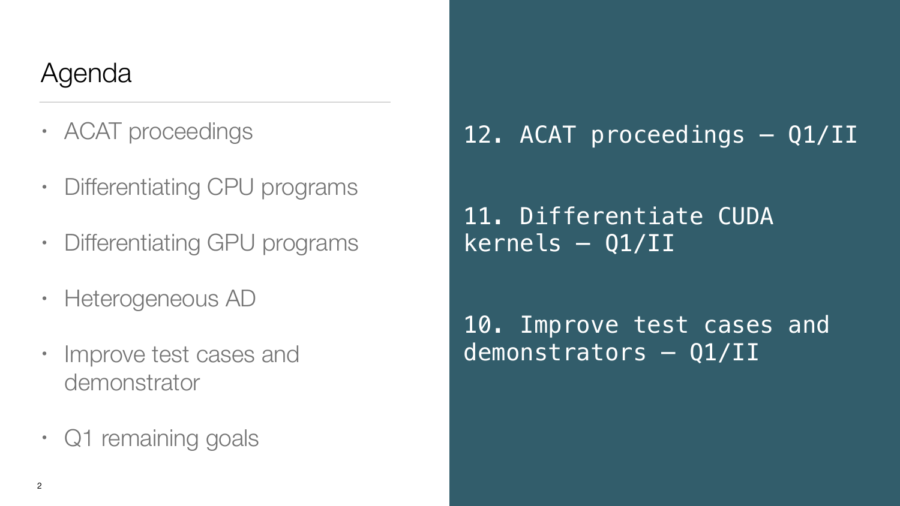# Agenda

- ACAT proceedings
- Differentiating CPU programs
- Differentiating GPU programs
- Heterogeneous AD
- Improve test cases and demonstrator
- Q1 remaining goals

```
12. ACAT proceedings – Q1/II

11. Differentiate CUDA
kernels – Q1/II

10. Improve test cases and
demonstrators – Q1/II
```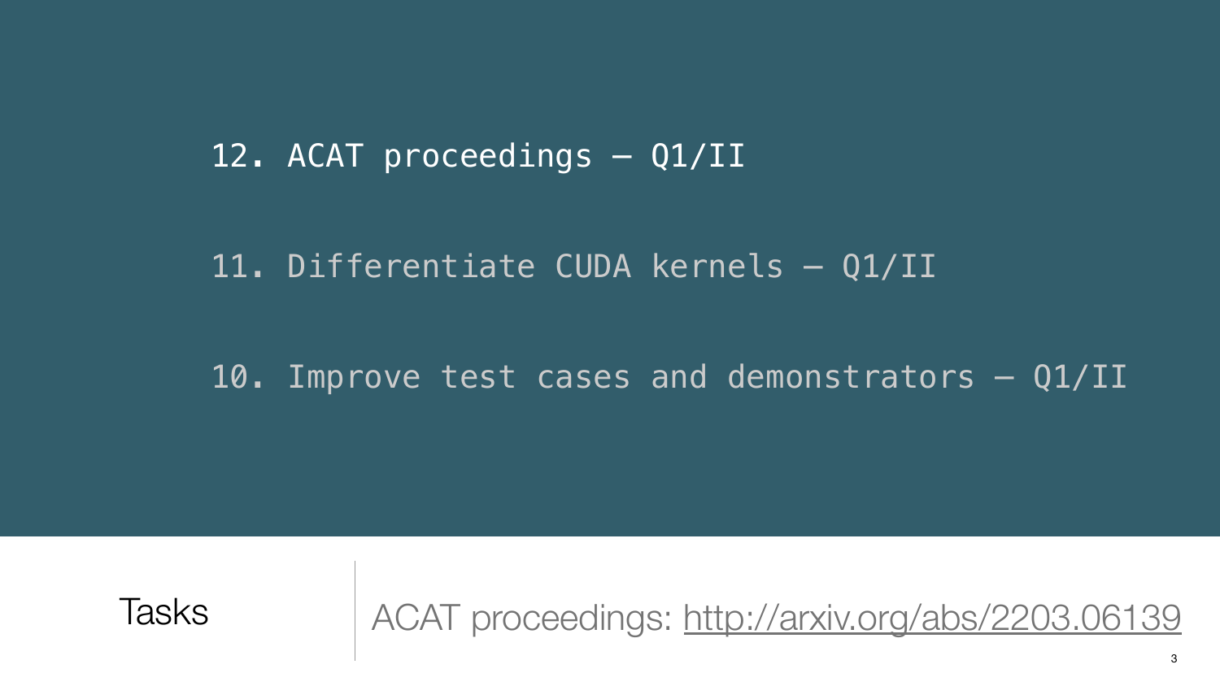12. ACAT proceedings – Q1/II

11. Differentiate CUDA kernels – Q1/II

10. Improve test cases and demonstrators – Q1/II

## Tasks

ACAT proceedings: http://arxiv.org/abs/2203.06139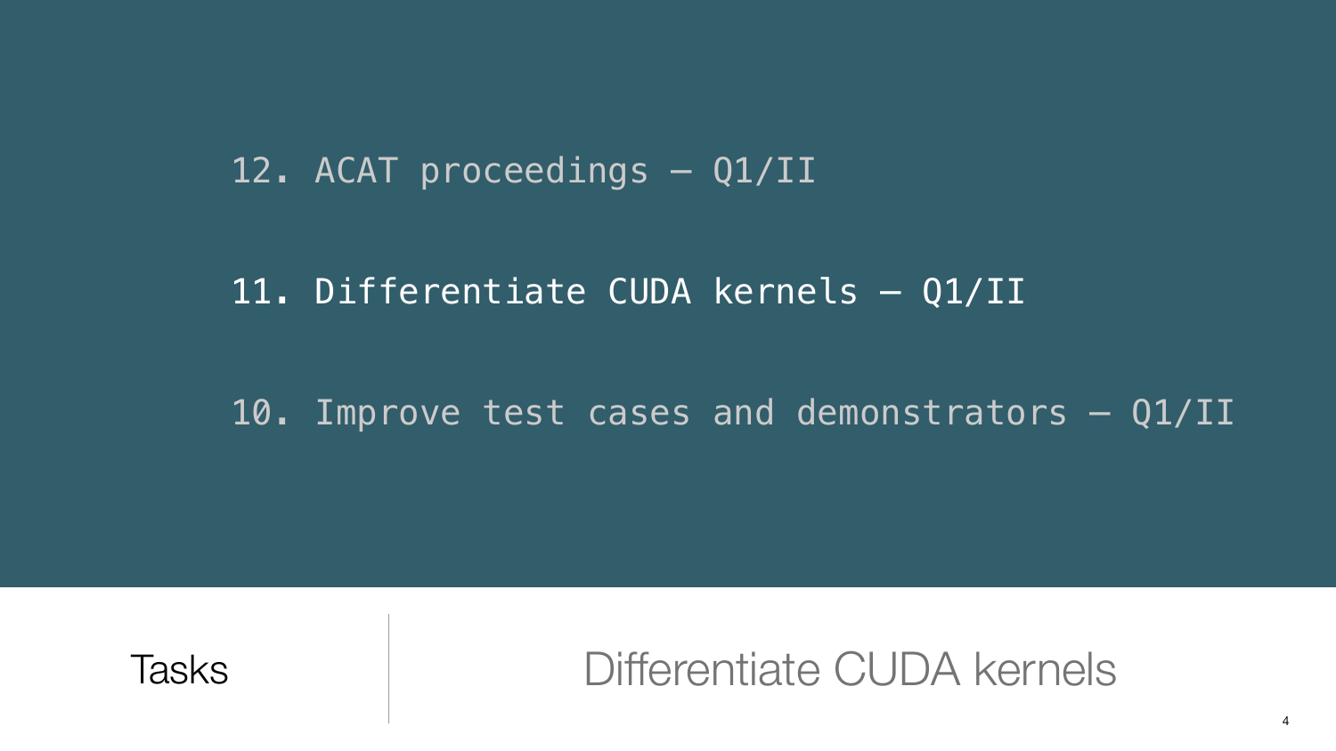12. ACAT proceedings – Q1/II

11. Differentiate CUDA kernels – Q1/II

10. Improve test cases and demonstrators – Q1/II

Tasks

# Differentiate CUDA kernels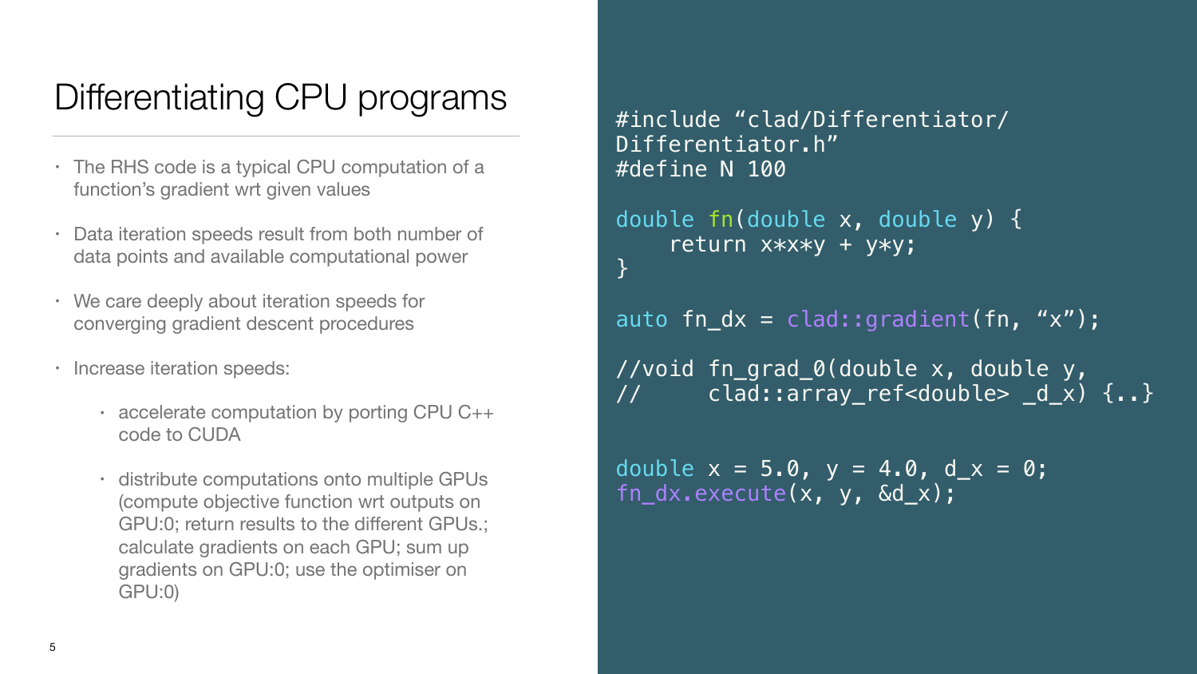# Differentiating CPU programs

- The RHS code is a typical CPU computation of a function's gradient wrt given values
- Data iteration speeds result from both number of data points and available computational power
- We care deeply about iteration speeds for converging gradient descent procedures
- Increase iteration speeds:
  - accelerate computation by porting CPU C++ code to CUDA
  - distribute computations onto multiple GPUs (compute objective function wrt outputs on GPU:0; return results to the different GPUs.; calculate gradients on each GPU; sum up gradients on GPU:0; use the optimiser on GPU:0)

```
#include "clad/Differentiator/
Differentiator.h"
#define N 100

double fn(double x, double y) {
    return x*x*y + y*y;
}

auto fn_dx = clad::gradient(fn, "x");

//void fn_grad_0(double x, double y,
//     clad::array_ref<double> _d_x) {..}


double x = 5.0, y = 4.0, d_x = 0;
fn_dx.execute(x, y, &d_x);
```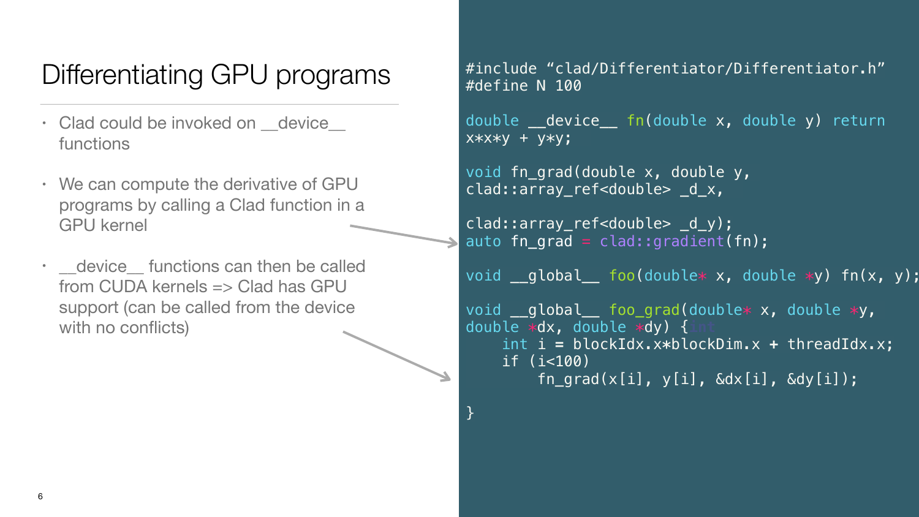# Differentiating GPU programs

- Clad could be invoked on __device__ functions
- We can compute the derivative of GPU programs by calling a Clad function in a GPU kernel
- __device__ functions can then be called from CUDA kernels => Clad has GPU support (can be called from the device with no conflicts)

```
#include "clad/Differentiator/Differentiator.h"
#define N 100

double __device__ fn(double x, double y) return
x*x*y + y*y;

void fn_grad(double x, double y,
clad::array_ref<double> _d_x,

clad::array_ref<double> _d_y);
auto fn_grad = clad::gradient(fn);

void __global__ foo(double* x, double *y) fn(x, y);

void __global__ foo_grad(double* x, double *y,
double *dx, double *dy) {
    int i = blockIdx.x*blockDim.x + threadIdx.x;
    if (i<100)
        fn_grad(x[i], y[i], &dx[i], &dy[i]);

}
```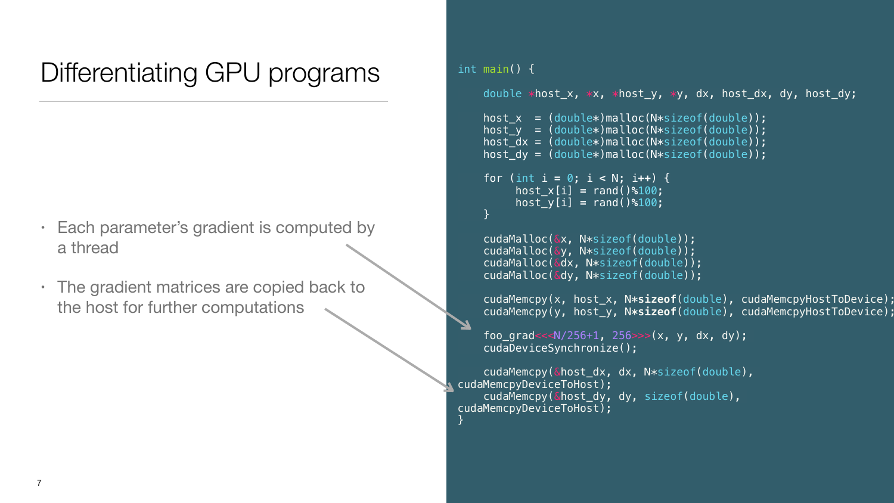# Differentiating GPU programs

- Each parameter's gradient is computed by a thread
- The gradient matrices are copied back to the host for further computations

```
int main() {

    double *host_x, *x, *host_y, *y, dx, host_dx, dy, host_dy;

    host_x  = (double*)malloc(N*sizeof(double));
    host_y  = (double*)malloc(N*sizeof(double));
    host_dx = (double*)malloc(N*sizeof(double));
    host_dy = (double*)malloc(N*sizeof(double));

    for (int i = 0; i < N; i++) {
        host_x[i] = rand()%100;
        host_y[i] = rand()%100;
    }

    cudaMalloc(&x, N*sizeof(double));
    cudaMalloc(&y, N*sizeof(double));
    cudaMalloc(&dx, N*sizeof(double));
    cudaMalloc(&dy, N*sizeof(double));

    cudaMemcpy(x, host_x, N*sizeof(double), cudaMemcpyHostToDevice);
    cudaMemcpy(y, host_y, N*sizeof(double), cudaMemcpyHostToDevice);

    foo_grad<<<N/256+1, 256>>>(x, y, dx, dy);
    cudaDeviceSynchronize();

    cudaMemcpy(&host_dx, dx, N*sizeof(double),
cudaMemcpyDeviceToHost);
    cudaMemcpy(&host_dy, dy, sizeof(double),
cudaMemcpyDeviceToHost);
}
```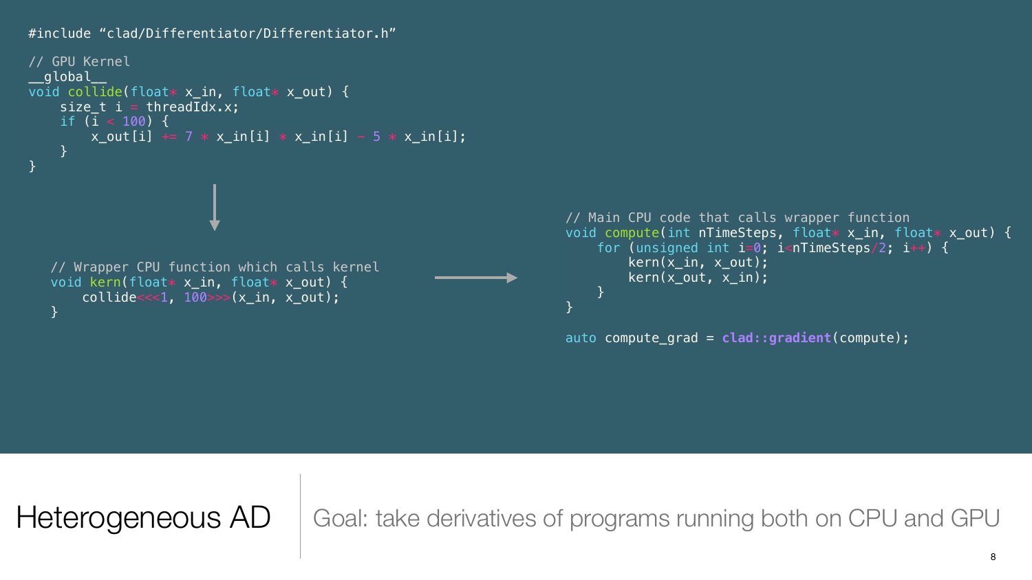```
#include “clad/Differentiator/Differentiator.h”

// GPU Kernel
__global__
void collide(float* x_in, float* x_out) {
    size_t i = threadIdx.x;
    if (i < 100) {
        x_out[i] += 7 * x_in[i] * x_in[i] - 5 * x_in[i];
    }
}
```

```
// Wrapper CPU function which calls kernel
void kern(float* x_in, float* x_out) {
    collide<<<1, 100>>>(x_in, x_out);
}
```

```
// Main CPU code that calls wrapper function
void compute(int nTimeSteps, float* x_in, float* x_out) {
    for (unsigned int i=0; i<nTimeSteps/2; i++) {
        kern(x_in, x_out);
        kern(x_out, x_in);
    }
}

auto compute_grad = clad::gradient(compute);
```

# Heterogeneous AD

Goal: take derivatives of programs running both on CPU and GPU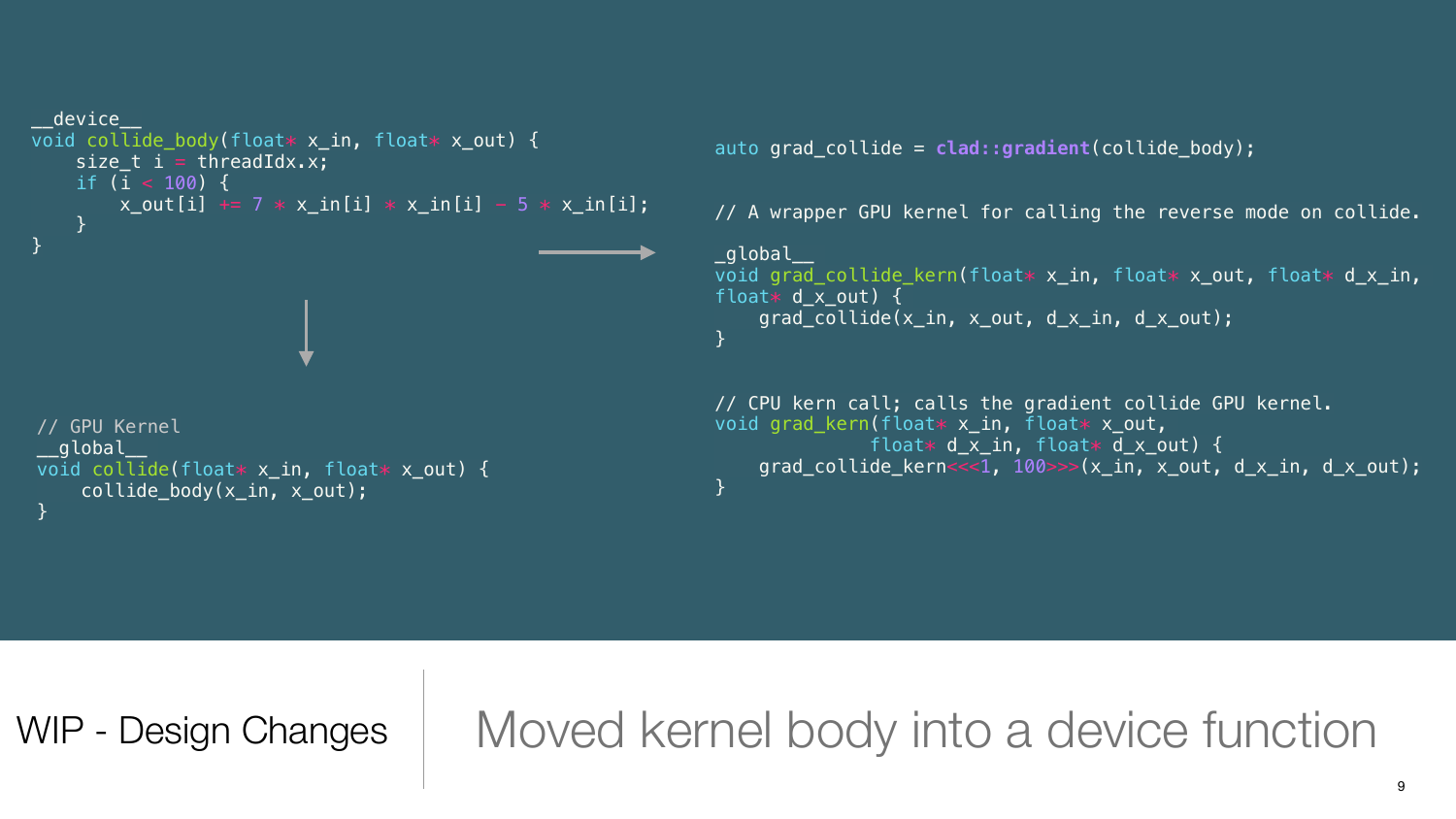## WIP - Design Changes

### Moved kernel body into a device function

```
__device__
void collide_body(float* x_in, float* x_out) {
    size_t i = threadIdx.x;
    if (i < 100) {
        x_out[i] += 7 * x_in[i] * x_in[i] - 5 * x_in[i];
    }
}
```

```
// GPU Kernel
__global__
void collide(float* x_in, float* x_out) {
    collide_body(x_in, x_out);
}
```

```
auto grad_collide = clad::gradient(collide_body);

// A wrapper GPU kernel for calling the reverse mode on collide.

_global__
void grad_collide_kern(float* x_in, float* x_out, float* d_x_in,
float* d_x_out) {
    grad_collide(x_in, x_out, d_x_in, d_x_out);
}

// CPU kern call; calls the gradient collide GPU kernel.
void grad_kern(float* x_in, float* x_out,
                    float* d_x_in, float* d_x_out) {
    grad_collide_kern<<<1, 100>>>(x_in, x_out, d_x_in, d_x_out);
}
```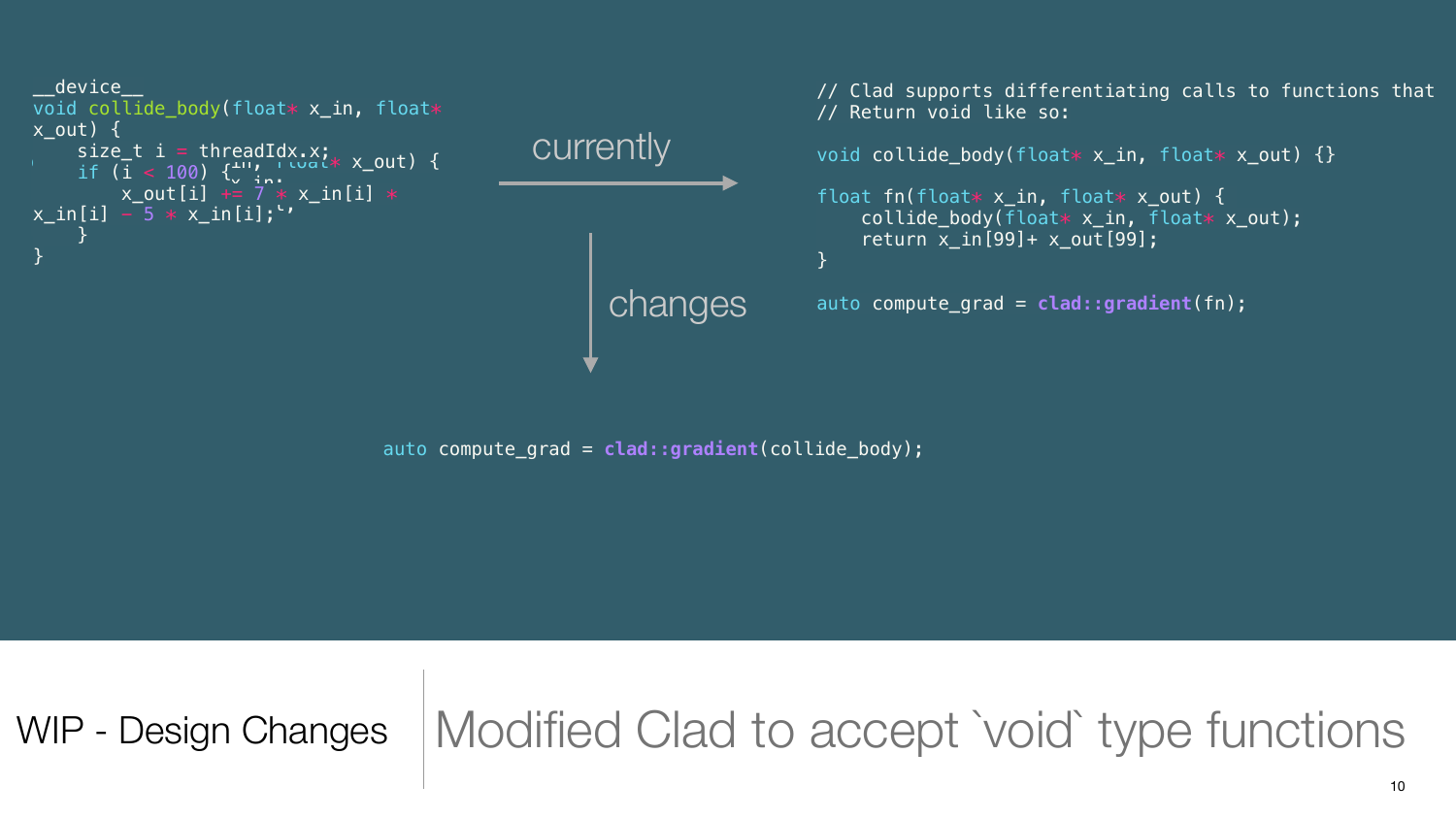## WIP - Design Changes

# Modified Clad to accept `void` type functions

```
__device__
void collide_body(float* x_in, float*
x_out) {
    size_t i = threadIdx.x;
    if (i < 100) {
        x_out[i] += 7 * x_in[i] *
x_in[i] - 5 * x_in[i];
    }
}
```

currently →

```
// Clad supports differentiating calls to functions that
// Return void like so:

void collide_body(float* x_in, float* x_out) {}

float fn(float* x_in, float* x_out) {
    collide_body(float* x_in, float* x_out);
    return x_in[99]+ x_out[99];
}

auto compute_grad = clad::gradient(fn);
```

changes ↓

```
auto compute_grad = clad::gradient(collide_body);
```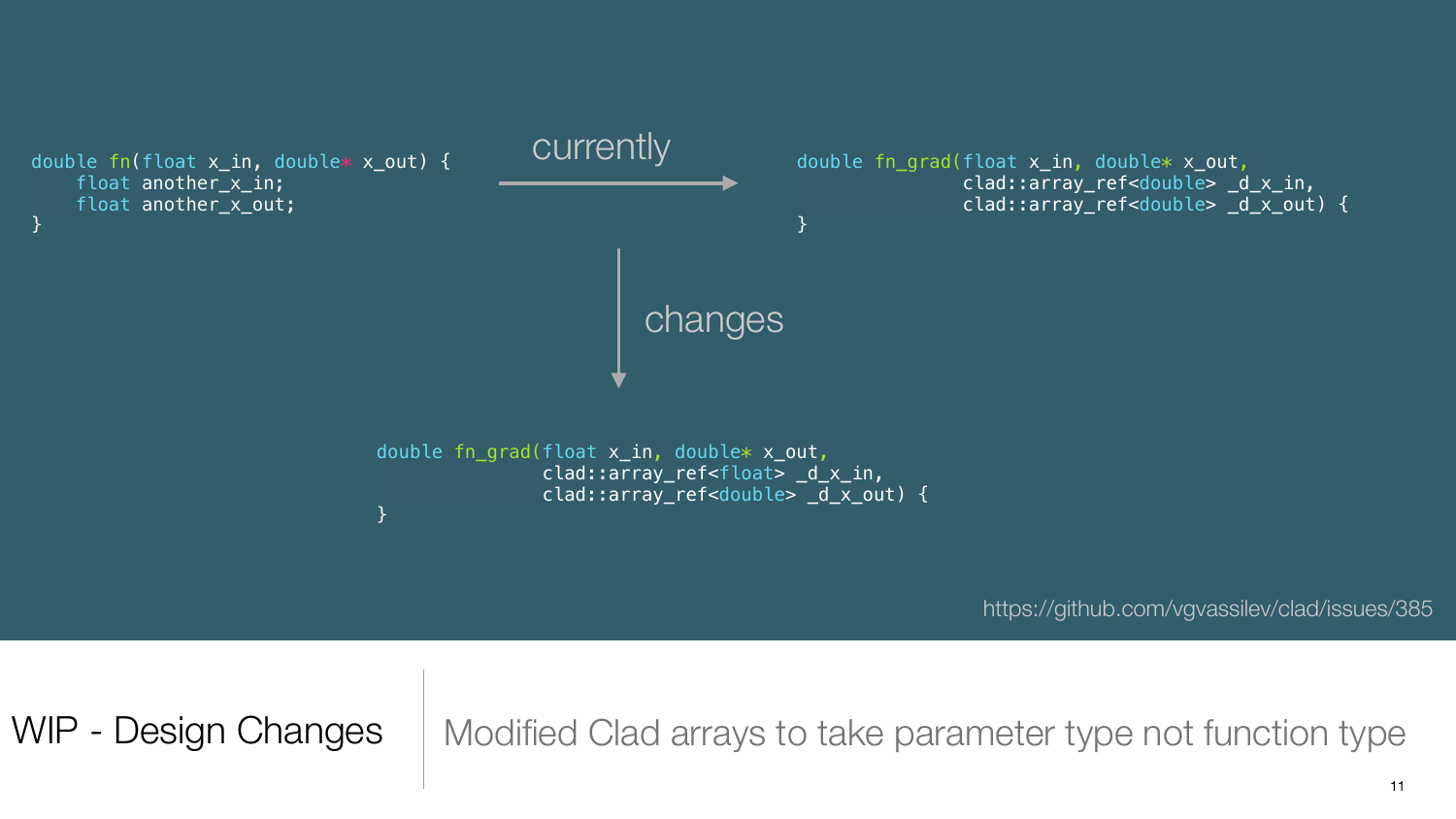```
double fn(float x_in, double* x_out) {
    float another_x_in;
    float another_x_out;
}
```

currently

```
double fn_grad(float x_in, double* x_out,
               clad::array_ref<double> _d_x_in,
               clad::array_ref<double> _d_x_out) {
}
```

changes

```
double fn_grad(float x_in, double* x_out,
               clad::array_ref<float> _d_x_in,
               clad::array_ref<double> _d_x_out) {
}
```

https://github.com/vgvassilev/clad/issues/385

# WIP - Design Changes

Modified Clad arrays to take parameter type not function type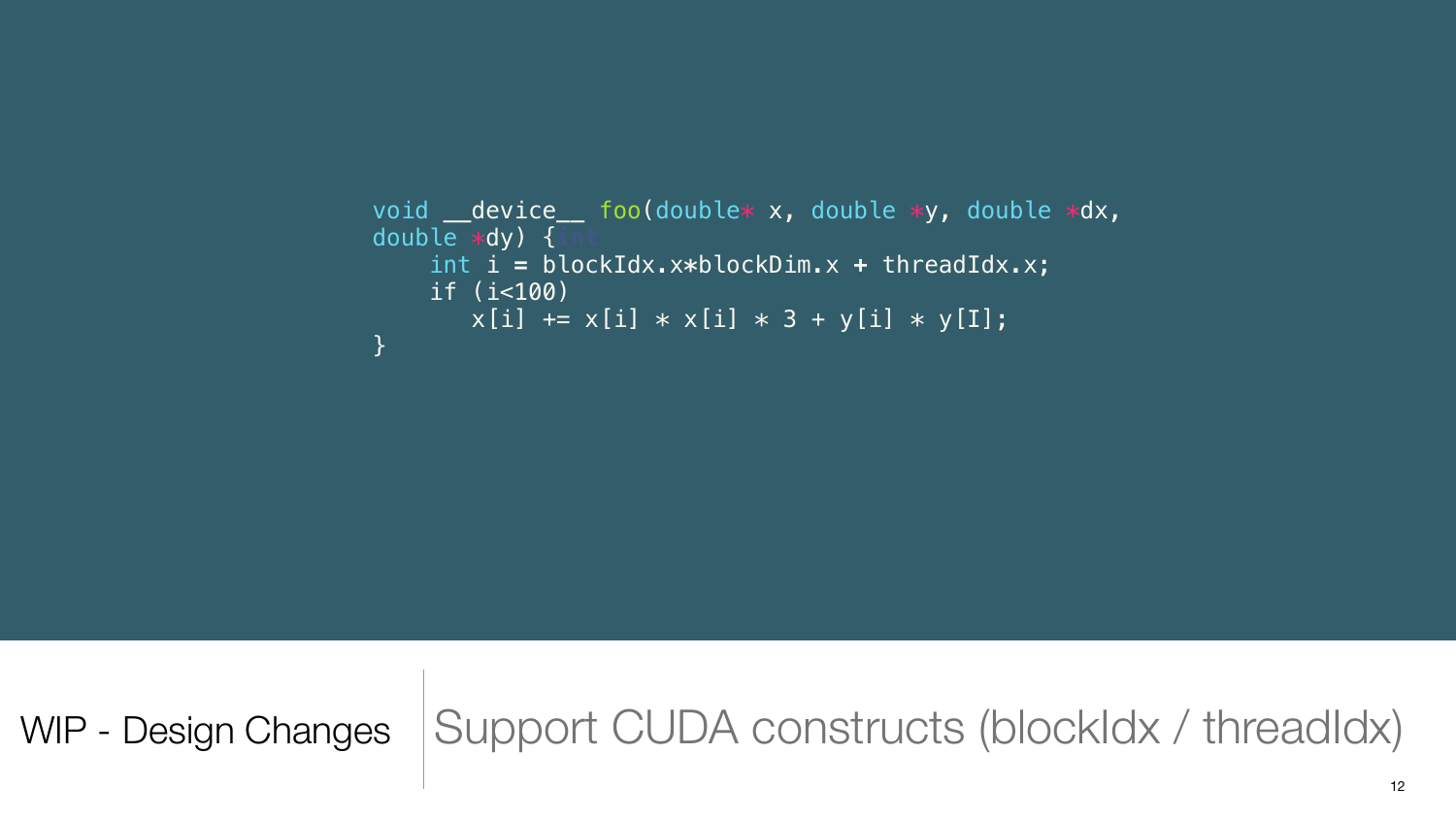```
void __device__ foo(double* x, double *y, double *dx,
double *dy) {int
    int i = blockIdx.x*blockDim.x + threadIdx.x;
    if (i<100)
       x[i] += x[i] * x[i] * 3 + y[i] * y[I];
}
```

WIP - Design Changes | Support CUDA constructs (blockIdx / threadIdx)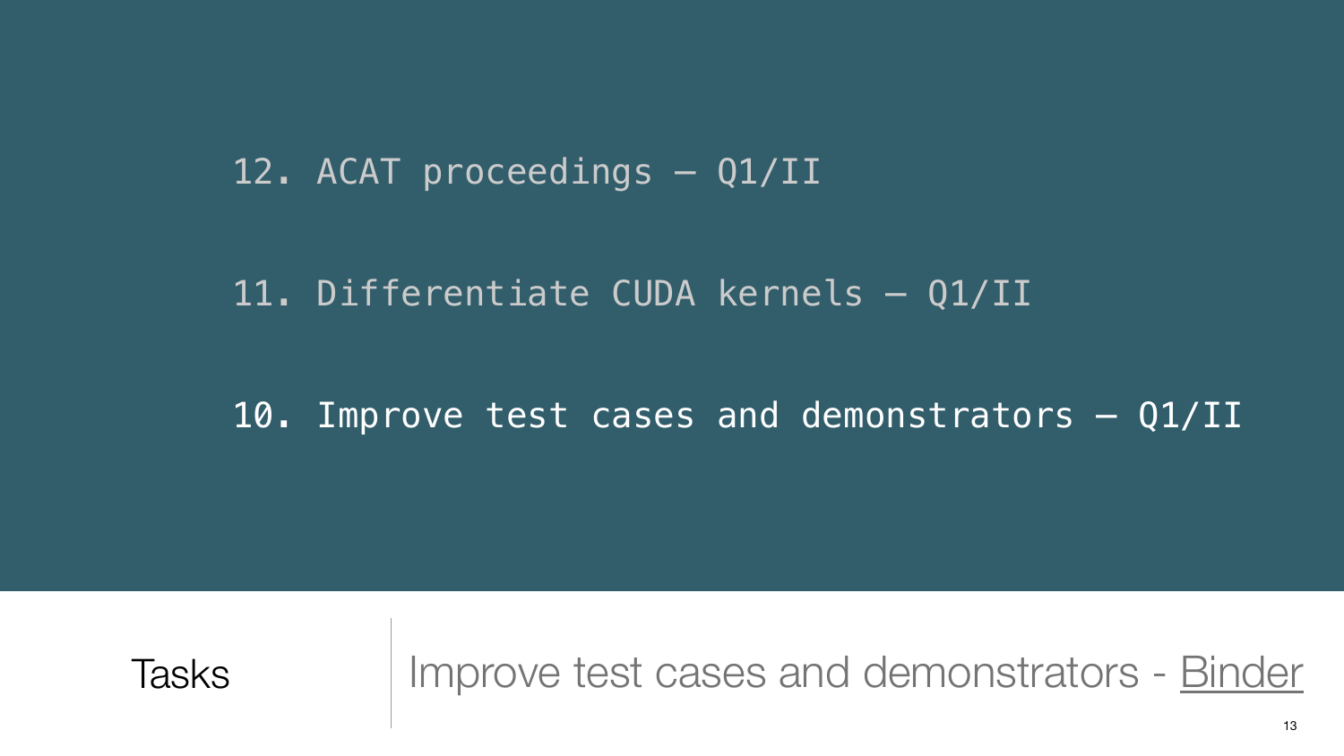12. ACAT proceedings – Q1/II

11. Differentiate CUDA kernels – Q1/II

10. Improve test cases and demonstrators – Q1/II

**Tasks**

Improve test cases and demonstrators - Binder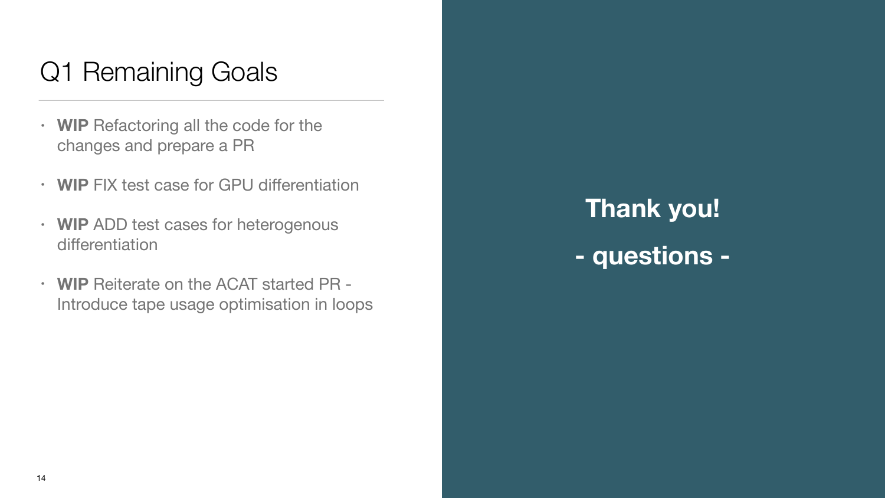# Q1 Remaining Goals

- **WIP** Refactoring all the code for the changes and prepare a PR
- **WIP** FIX test case for GPU differentiation
- **WIP** ADD test cases for heterogenous differentiation
- **WIP** Reiterate on the ACAT started PR - Introduce tape usage optimisation in loops

**Thank you!**

**- questions -**